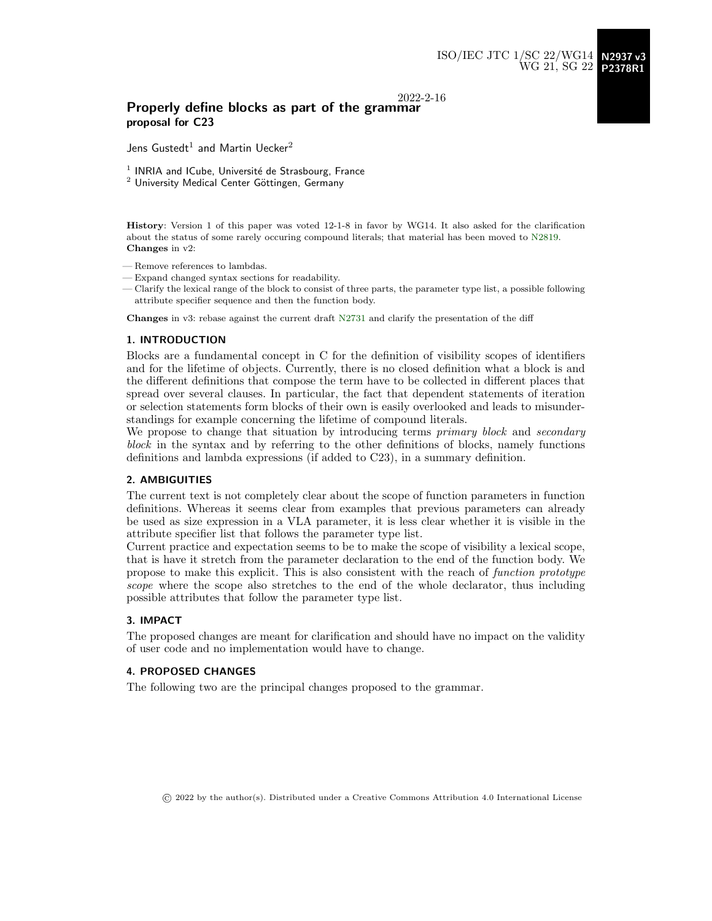ISO/IEC JTC 1/SC 22/WG14 **N2937 v3**
WG 21, SG 22 **P2378R1**

2022-2-16

# Properly define blocks as part of the grammar
**proposal for C23**

Jens Gustedt[1] and Martin Uecker[2]

[1] INRIA and ICube, Université de Strasbourg, France
[2] University Medical Center Göttingen, Germany

**History**: Version 1 of this paper was voted 12-1-8 in favor by WG14. It also asked for the clarification about the status of some rarely occuring compound literals; that material has been moved to N2819.
**Changes** in v2:

- Remove references to lambdas.
- Expand changed syntax sections for readability.
- Clarify the lexical range of the block to consist of three parts, the parameter type list, a possible following attribute specifier sequence and then the function body.

**Changes** in v3: rebase against the current draft N2731 and clarify the presentation of the diff

## 1. INTRODUCTION

Blocks are a fundamental concept in C for the definition of visibility scopes of identifiers and for the lifetime of objects. Currently, there is no closed definition what a block is and the different definitions that compose the term have to be collected in different places that spread over several clauses. In particular, the fact that dependent statements of iteration or selection statements form blocks of their own is easily overlooked and leads to misunderstandings for example concerning the lifetime of compound literals.
We propose to change that situation by introducing terms *primary block* and *secondary block* in the syntax and by referring to the other definitions of blocks, namely functions definitions and lambda expressions (if added to C23), in a summary definition.

## 2. AMBIGUITIES

The current text is not completely clear about the scope of function parameters in function definitions. Whereas it seems clear from examples that previous parameters can already be used as size expression in a VLA parameter, it is less clear whether it is visible in the attribute specifier list that follows the parameter type list.
Current practice and expectation seems to be to make the scope of visibility a lexical scope, that is have it stretch from the parameter declaration to the end of the function body. We propose to make this explicit. This is also consistent with the reach of *function prototype scope* where the scope also stretches to the end of the whole declarator, thus including possible attributes that follow the parameter type list.

## 3. IMPACT

The proposed changes are meant for clarification and should have no impact on the validity of user code and no implementation would have to change.

## 4. PROPOSED CHANGES

The following two are the principal changes proposed to the grammar.

© 2022 by the author(s). Distributed under a Creative Commons Attribution 4.0 International License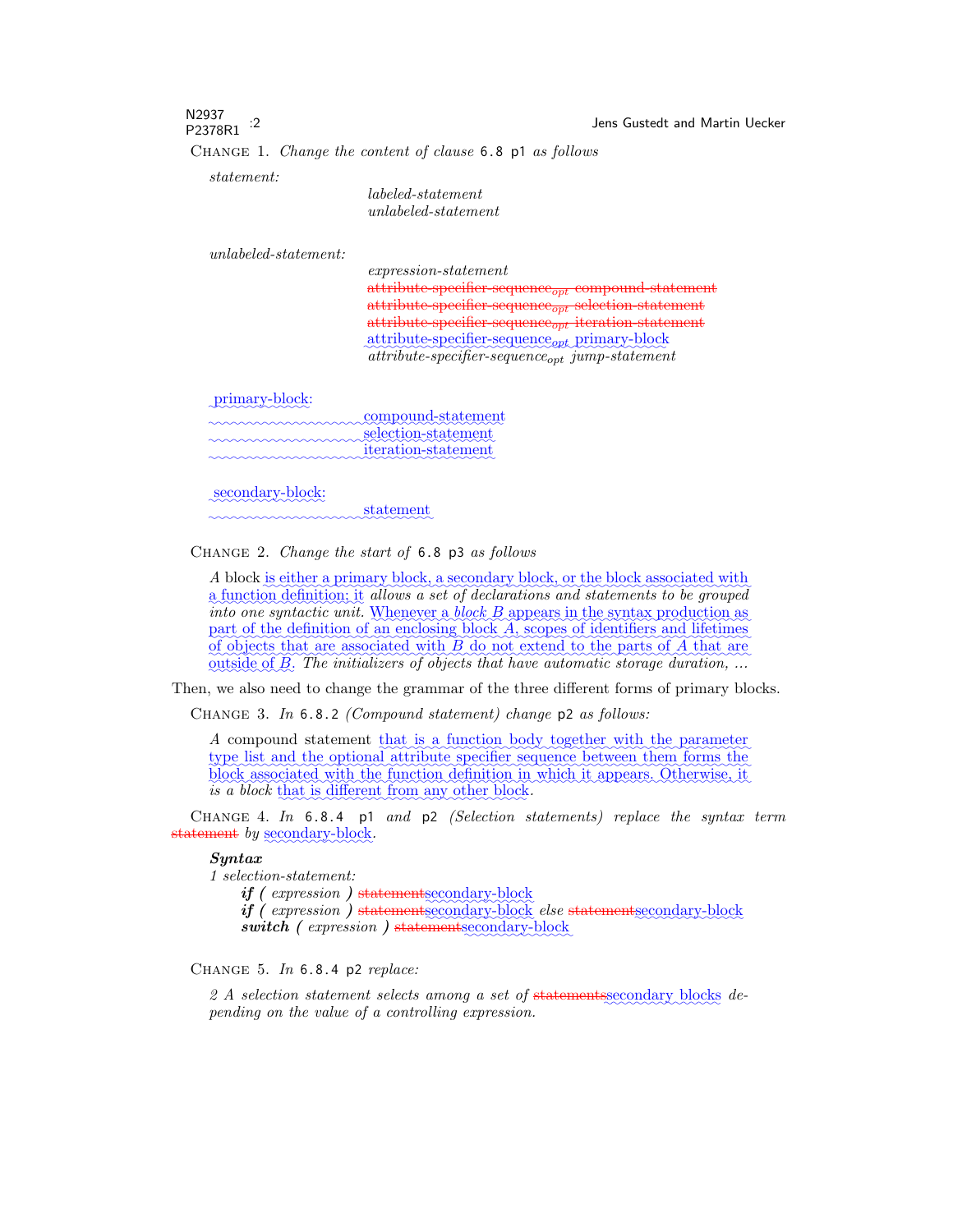CHANGE 1. *Change the content of clause* 6.8 p1 *as follows*

*statement:*

> *labeled-statement*
> *unlabeled-statement*

*unlabeled-statement:*

> *expression-statement*
> ~~attribute-specifier-sequence$_{opt}$ compound-statement~~
> ~~attribute-specifier-sequence$_{opt}$ selection-statement~~
> ~~attribute-specifier-sequence$_{opt}$ iteration-statement~~
> attribute-specifier-sequence$_{opt}$ primary-block
> *attribute-specifier-sequence$_{opt}$ jump-statement*

primary-block:

> compound-statement
> selection-statement
> iteration-statement

secondary-block:

> statement

CHANGE 2. *Change the start of* 6.8 p3 *as follows*

> *A* block is either a primary block, a secondary block, or the block associated with a function definition; it *allows a set of declarations and statements to be grouped into one syntactic unit.* Whenever a *block B* appears in the syntax production as part of the definition of an enclosing block *A*, scopes of identifiers and lifetimes of objects that are associated with *B* do not extend to the parts of *A* that are outside of *B*. *The initializers of objects that have automatic storage duration, ...*

Then, we also need to change the grammar of the three different forms of primary blocks.

CHANGE 3. *In* 6.8.2 *(Compound statement) change* p2 *as follows:*

> *A* compound statement that is a function body together with the parameter type list and the optional attribute specifier sequence between them forms the block associated with the function definition in which it appears. Otherwise, it *is a block* that is different from any other block.

CHANGE 4. *In* 6.8.4 p1 *and* p2 *(Selection statements) replace the syntax term* ~~statement~~ *by* secondary-block.

> ***Syntax***
> *1 selection-statement:*
> ***if (*** *expression* ***)*** ~~statement~~secondary-block
> ***if (*** *expression* ***)*** ~~statement~~secondary-block *else* ~~statement~~secondary-block
> ***switch (*** *expression* ***)*** ~~statement~~secondary-block

CHANGE 5. *In* 6.8.4 p2 *replace:*

> *2 A selection statement selects among a set of* ~~statements~~secondary blocks *depending on the value of a controlling expression.*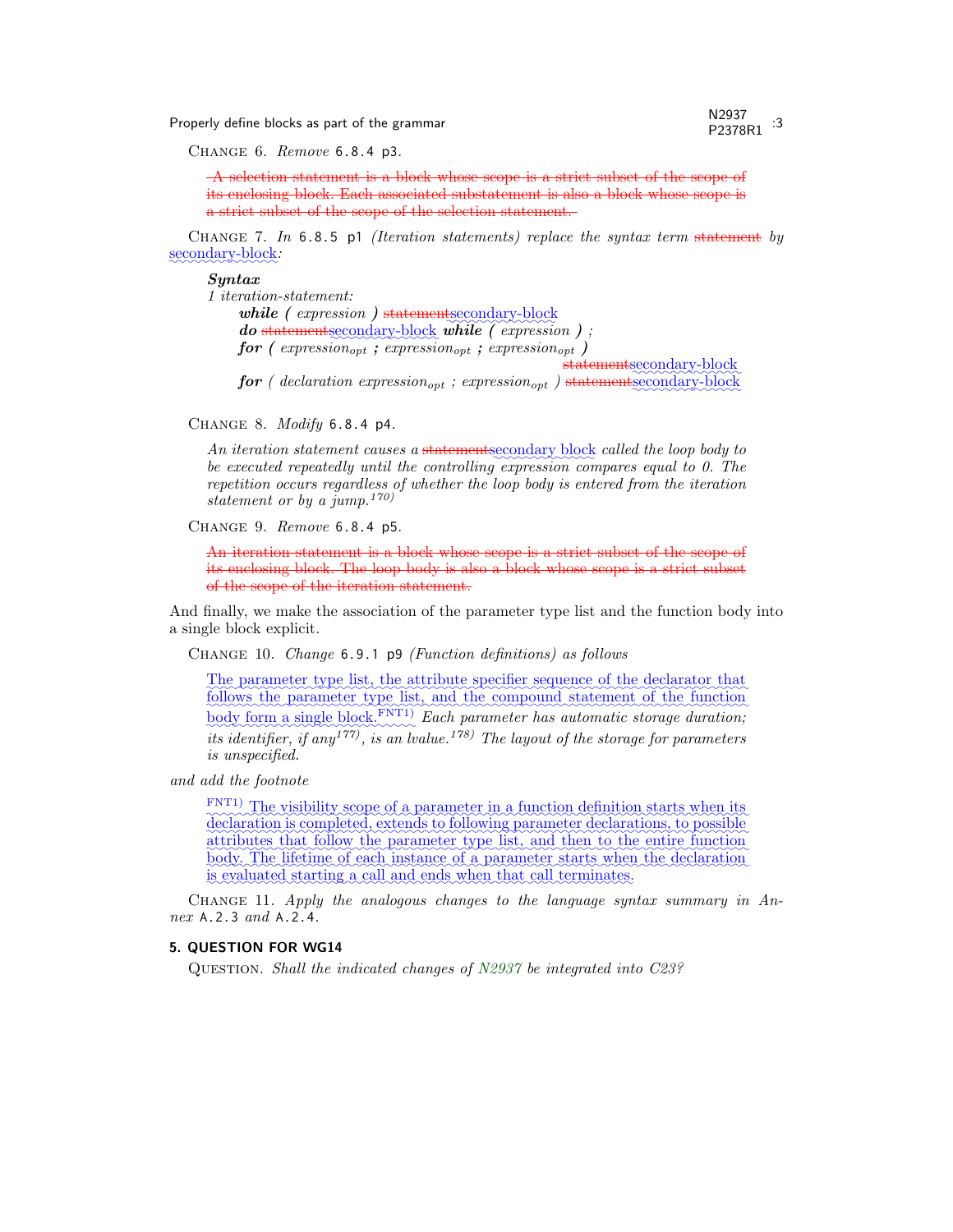Change 6. *Remove* 6.8.4 p3.

~~A selection statement is a block whose scope is a strict subset of the scope of its enclosing block. Each associated substatement is also a block whose scope is a strict subset of the scope of the selection statement.~~

Change 7. *In* 6.8.5 p1 *(Iteration statements) replace the syntax term* ~~statement~~ *by* secondary-block*:*

***Syntax***

*1 iteration-statement:*

> ***while*** *(* *expression* *)* ~~statement~~secondary-block
> ***do*** ~~statement~~secondary-block ***while*** *(* *expression* *)* *;*
> ***for*** *(* *expression*$_{opt}$ *;* *expression*$_{opt}$ *;* *expression*$_{opt}$ *)* ~~statement~~secondary-block
> ***for*** *(* *declaration expression*$_{opt}$ *;* *expression*$_{opt}$ *)* ~~statement~~secondary-block

Change 8. *Modify* 6.8.4 p4.

*An iteration statement causes a* ~~statement~~secondary block *called the loop body to be executed repeatedly until the controlling expression compares equal to 0. The repetition occurs regardless of whether the loop body is entered from the iteration statement or by a jump.*[170)]

Change 9. *Remove* 6.8.4 p5.

~~An iteration statement is a block whose scope is a strict subset of the scope of its enclosing block. The loop body is also a block whose scope is a strict subset of the scope of the iteration statement.~~

And finally, we make the association of the parameter type list and the function body into a single block explicit.

Change 10. *Change* 6.9.1 p9 *(Function definitions) as follows*

The parameter type list, the attribute specifier sequence of the declarator that follows the parameter type list, and the compound statement of the function body form a single block.[FNT1)] *Each parameter has automatic storage duration; its identifier, if any*[177)]*, is an lvalue.*[178)] *The layout of the storage for parameters is unspecified.*

*and add the footnote*

[FNT1)] The visibility scope of a parameter in a function definition starts when its declaration is completed, extends to following parameter declarations, to possible attributes that follow the parameter type list, and then to the entire function body. The lifetime of each instance of a parameter starts when the declaration is evaluated starting a call and ends when that call terminates.

Change 11. *Apply the analogous changes to the language syntax summary in Annex* A.2.3 *and* A.2.4*.*

## 5. QUESTION FOR WG14

Question. *Shall the indicated changes of N2937 be integrated into C23?*